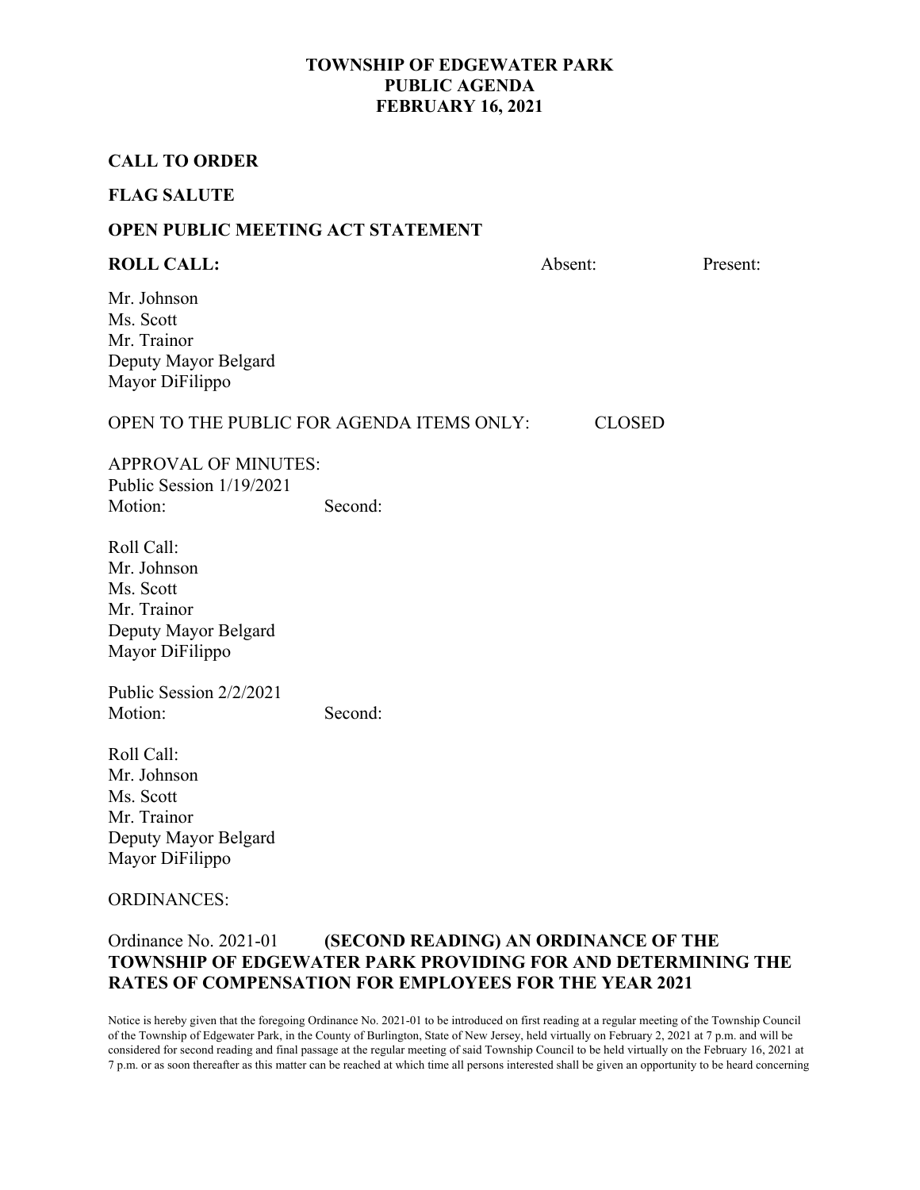**TOWNSHIP OF EDGEWATER PARK**
**PUBLIC AGENDA**
**FEBRUARY 16, 2021**

**CALL TO ORDER**

**FLAG SALUTE**

**OPEN PUBLIC MEETING ACT STATEMENT**

| **ROLL CALL:** | Absent: | Present: |
|---|---|---|
| Mr. Johnson | | |
| Ms. Scott | | |
| Mr. Trainor | | |
| Deputy Mayor Belgard | | |
| Mayor DiFilippo | | |

OPEN TO THE PUBLIC FOR AGENDA ITEMS ONLY: CLOSED

APPROVAL OF MINUTES:
Public Session 1/19/2021
Motion: Second:

Roll Call:
Mr. Johnson
Ms. Scott
Mr. Trainor
Deputy Mayor Belgard
Mayor DiFilippo

Public Session 2/2/2021
Motion: Second:

Roll Call:
Mr. Johnson
Ms. Scott
Mr. Trainor
Deputy Mayor Belgard
Mayor DiFilippo

ORDINANCES:

Ordinance No. 2021-01 **(SECOND READING) AN ORDINANCE OF THE TOWNSHIP OF EDGEWATER PARK PROVIDING FOR AND DETERMINING THE RATES OF COMPENSATION FOR EMPLOYEES FOR THE YEAR 2021**

Notice is hereby given that the foregoing Ordinance No. 2021-01 to be introduced on first reading at a regular meeting of the Township Council of the Township of Edgewater Park, in the County of Burlington, State of New Jersey, held virtually on February 2, 2021 at 7 p.m. and will be considered for second reading and final passage at the regular meeting of said Township Council to be held virtually on the February 16, 2021 at 7 p.m. or as soon thereafter as this matter can be reached at which time all persons interested shall be given an opportunity to be heard concerning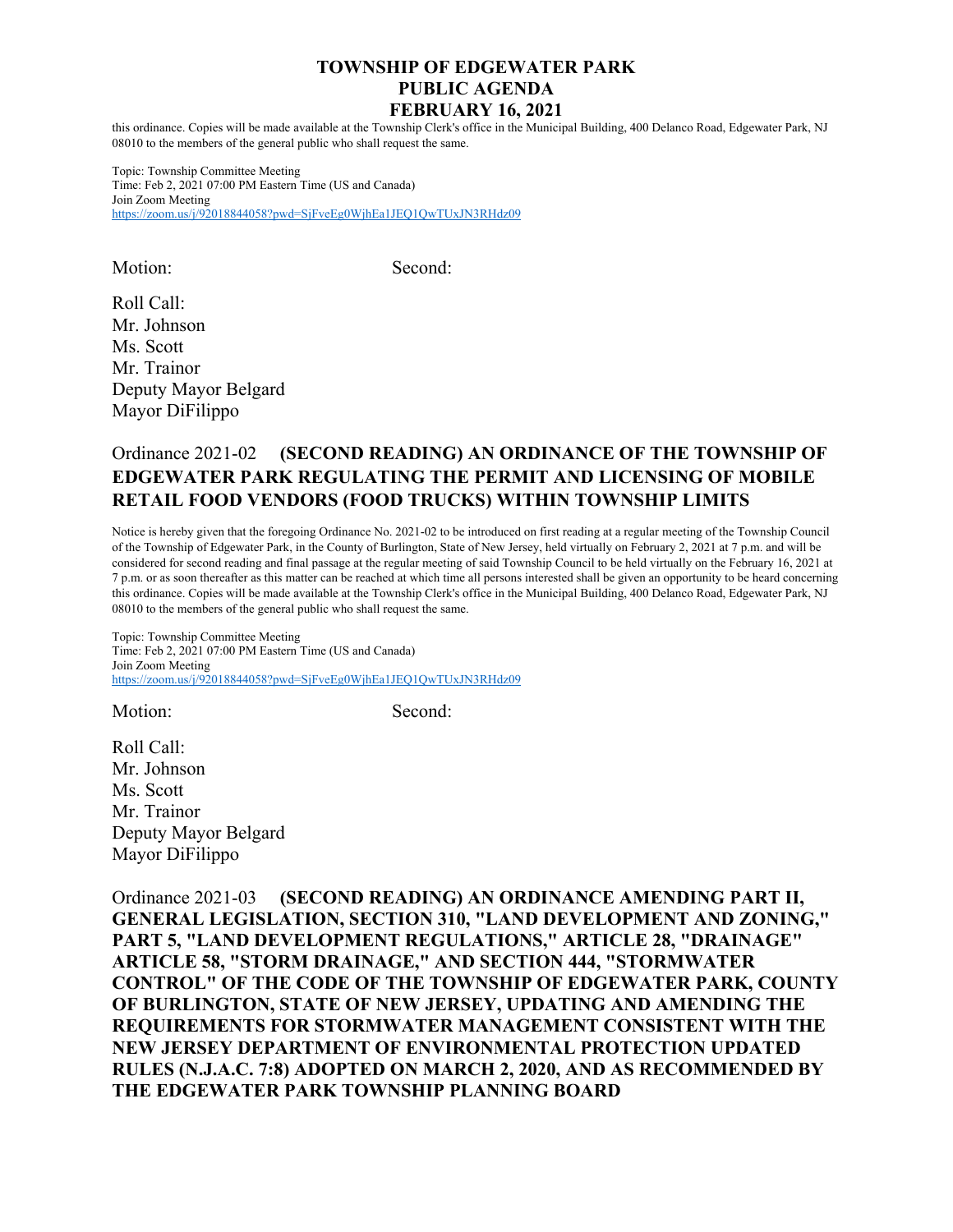this ordinance. Copies will be made available at the Township Clerk's office in the Municipal Building, 400 Delanco Road, Edgewater Park, NJ 08010 to the members of the general public who shall request the same.

Topic: Township Committee Meeting
Time: Feb 2, 2021 07:00 PM Eastern Time (US and Canada)
Join Zoom Meeting
https://zoom.us/j/92018844058?pwd=SjFveEg0WjhEa1JEQ1QwTUxJN3RHdz09

Motion: Second:

Roll Call:
Mr. Johnson
Ms. Scott
Mr. Trainor
Deputy Mayor Belgard
Mayor DiFilippo

Ordinance 2021-02 **(SECOND READING) AN ORDINANCE OF THE TOWNSHIP OF EDGEWATER PARK REGULATING THE PERMIT AND LICENSING OF MOBILE RETAIL FOOD VENDORS (FOOD TRUCKS) WITHIN TOWNSHIP LIMITS**

Notice is hereby given that the foregoing Ordinance No. 2021-02 to be introduced on first reading at a regular meeting of the Township Council of the Township of Edgewater Park, in the County of Burlington, State of New Jersey, held virtually on February 2, 2021 at 7 p.m. and will be considered for second reading and final passage at the regular meeting of said Township Council to be held virtually on the February 16, 2021 at 7 p.m. or as soon thereafter as this matter can be reached at which time all persons interested shall be given an opportunity to be heard concerning this ordinance. Copies will be made available at the Township Clerk's office in the Municipal Building, 400 Delanco Road, Edgewater Park, NJ 08010 to the members of the general public who shall request the same.

Topic: Township Committee Meeting
Time: Feb 2, 2021 07:00 PM Eastern Time (US and Canada)
Join Zoom Meeting
https://zoom.us/j/92018844058?pwd=SjFveEg0WjhEa1JEQ1QwTUxJN3RHdz09

Motion: Second:

Roll Call:
Mr. Johnson
Ms. Scott
Mr. Trainor
Deputy Mayor Belgard
Mayor DiFilippo

Ordinance 2021-03 **(SECOND READING) AN ORDINANCE AMENDING PART II, GENERAL LEGISLATION, SECTION 310, "LAND DEVELOPMENT AND ZONING," PART 5, "LAND DEVELOPMENT REGULATIONS," ARTICLE 28, "DRAINAGE" ARTICLE 58, "STORM DRAINAGE," AND SECTION 444, "STORMWATER CONTROL" OF THE CODE OF THE TOWNSHIP OF EDGEWATER PARK, COUNTY OF BURLINGTON, STATE OF NEW JERSEY, UPDATING AND AMENDING THE REQUIREMENTS FOR STORMWATER MANAGEMENT CONSISTENT WITH THE NEW JERSEY DEPARTMENT OF ENVIRONMENTAL PROTECTION UPDATED RULES (N.J.A.C. 7:8) ADOPTED ON MARCH 2, 2020, AND AS RECOMMENDED BY THE EDGEWATER PARK TOWNSHIP PLANNING BOARD**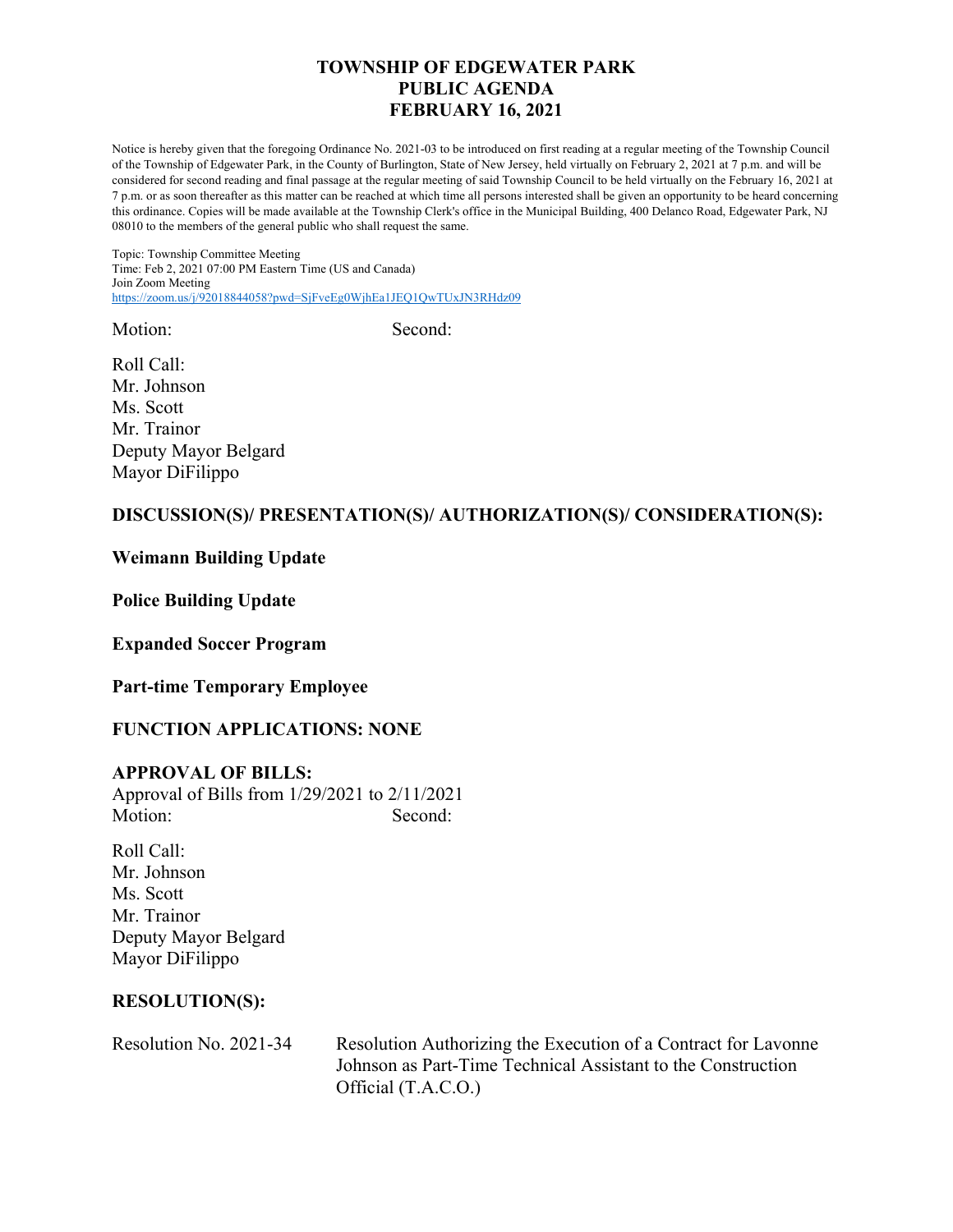# TOWNSHIP OF EDGEWATER PARK
# PUBLIC AGENDA
# FEBRUARY 16, 2021

Notice is hereby given that the foregoing Ordinance No. 2021-03 to be introduced on first reading at a regular meeting of the Township Council of the Township of Edgewater Park, in the County of Burlington, State of New Jersey, held virtually on February 2, 2021 at 7 p.m. and will be considered for second reading and final passage at the regular meeting of said Township Council to be held virtually on the February 16, 2021 at 7 p.m. or as soon thereafter as this matter can be reached at which time all persons interested shall be given an opportunity to be heard concerning this ordinance. Copies will be made available at the Township Clerk's office in the Municipal Building, 400 Delanco Road, Edgewater Park, NJ 08010 to the members of the general public who shall request the same.

Topic: Township Committee Meeting
Time: Feb 2, 2021 07:00 PM Eastern Time (US and Canada)
Join Zoom Meeting
https://zoom.us/j/92018844058?pwd=SjFveEg0WjhEa1JEQ1QwTUxJN3RHdz09

Motion: Second:

Roll Call:
Mr. Johnson
Ms. Scott
Mr. Trainor
Deputy Mayor Belgard
Mayor DiFilippo

## DISCUSSION(S)/ PRESENTATION(S)/ AUTHORIZATION(S)/ CONSIDERATION(S):

**Weimann Building Update**

**Police Building Update**

**Expanded Soccer Program**

**Part-time Temporary Employee**

## FUNCTION APPLICATIONS: NONE

## APPROVAL OF BILLS:

Approval of Bills from 1/29/2021 to 2/11/2021
Motion: Second:

Roll Call:
Mr. Johnson
Ms. Scott
Mr. Trainor
Deputy Mayor Belgard
Mayor DiFilippo

## RESOLUTION(S):

Resolution No. 2021-34 Resolution Authorizing the Execution of a Contract for Lavonne Johnson as Part-Time Technical Assistant to the Construction Official (T.A.C.O.)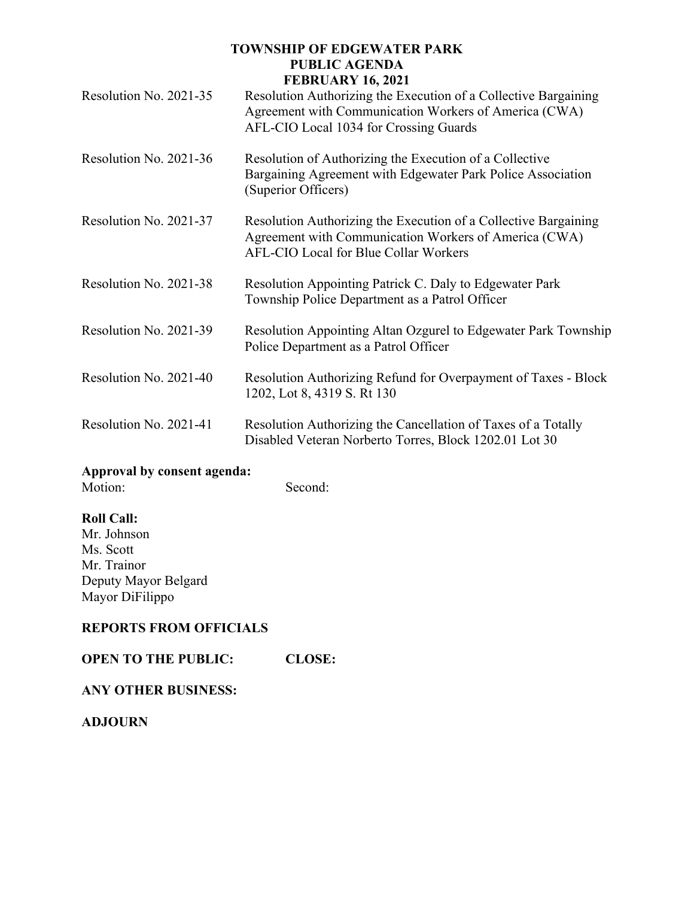**TOWNSHIP OF EDGEWATER PARK**
**PUBLIC AGENDA**
**FEBRUARY 16, 2021**

| | |
|---|---|
| Resolution No. 2021-35 | Resolution Authorizing the Execution of a Collective Bargaining Agreement with Communication Workers of America (CWA) AFL-CIO Local 1034 for Crossing Guards |
| Resolution No. 2021-36 | Resolution of Authorizing the Execution of a Collective Bargaining Agreement with Edgewater Park Police Association (Superior Officers) |
| Resolution No. 2021-37 | Resolution Authorizing the Execution of a Collective Bargaining Agreement with Communication Workers of America (CWA) AFL-CIO Local for Blue Collar Workers |
| Resolution No. 2021-38 | Resolution Appointing Patrick C. Daly to Edgewater Park Township Police Department as a Patrol Officer |
| Resolution No. 2021-39 | Resolution Appointing Altan Ozgurel to Edgewater Park Township Police Department as a Patrol Officer |
| Resolution No. 2021-40 | Resolution Authorizing Refund for Overpayment of Taxes - Block 1202, Lot 8, 4319 S. Rt 130 |
| Resolution No. 2021-41 | Resolution Authorizing the Cancellation of Taxes of a Totally Disabled Veteran Norberto Torres, Block 1202.01 Lot 30 |

**Approval by consent agenda:**
Motion: Second:

**Roll Call:**
Mr. Johnson
Ms. Scott
Mr. Trainor
Deputy Mayor Belgard
Mayor DiFilippo

**REPORTS FROM OFFICIALS**

**OPEN TO THE PUBLIC: CLOSE:**

**ANY OTHER BUSINESS:**

**ADJOURN**